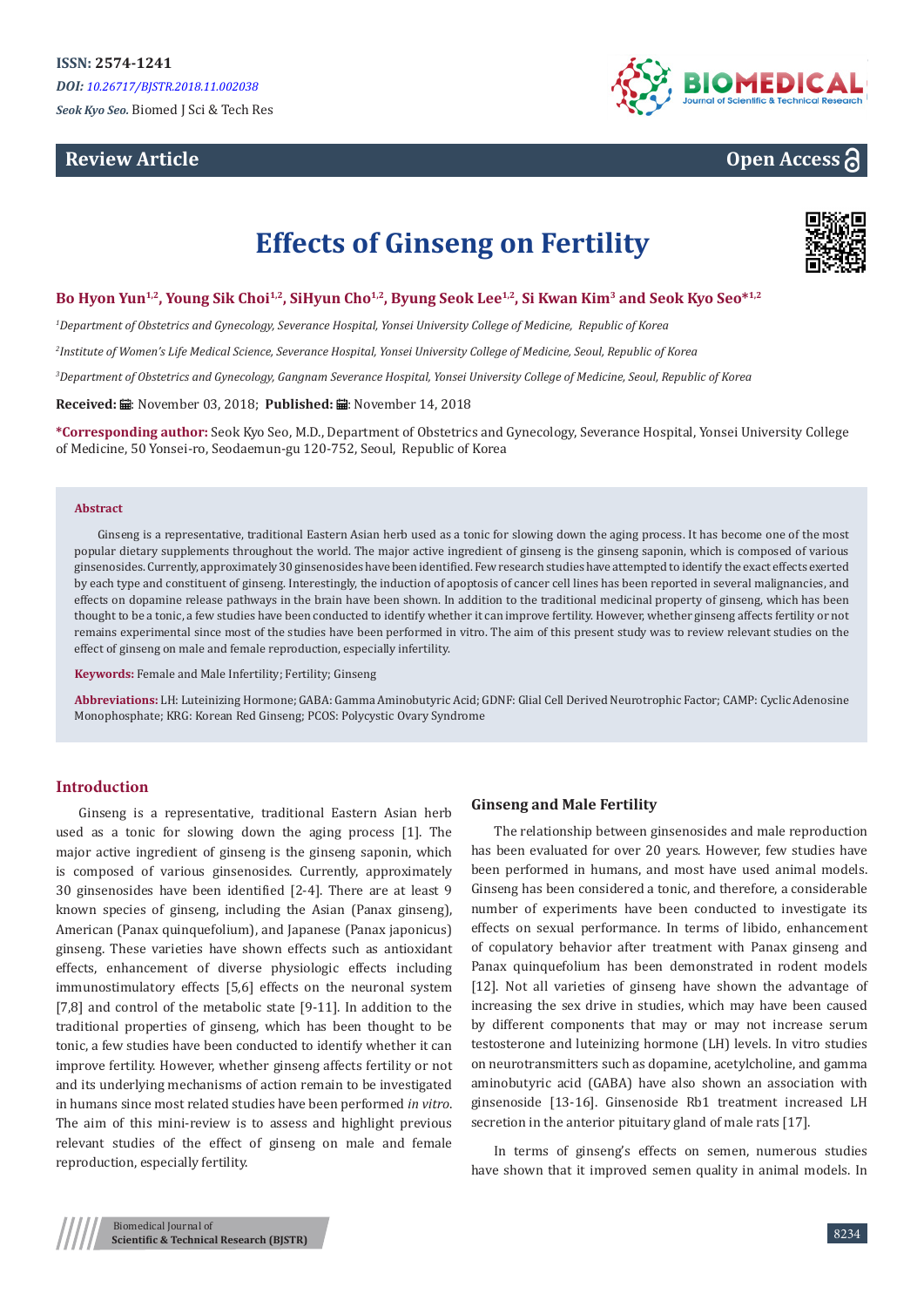ISSN: 2574-1241

*DOI: 10.26717/BJSTR.2018.11.002038*

*Seok Kyo Seo.* Biomed J Sci & Tech Res

**Review Article** **Open Access**

# Effects of Ginseng on Fertility

**Bo Hyon Yun[1,2], Young Sik Choi[1,2], SiHyun Cho[1,2], Byung Seok Lee[1,2], Si Kwan Kim[3] and Seok Kyo Seo*[1,2]**

*[1]Department of Obstetrics and Gynecology, Severance Hospital, Yonsei University College of Medicine, Republic of Korea*

*[2]Institute of Women's Life Medical Science, Severance Hospital, Yonsei University College of Medicine, Seoul, Republic of Korea*

*[3]Department of Obstetrics and Gynecology, Gangnam Severance Hospital, Yonsei University College of Medicine, Seoul, Republic of Korea*

**Received:** November 03, 2018; **Published:** November 14, 2018

**\*Corresponding author:** Seok Kyo Seo, M.D., Department of Obstetrics and Gynecology, Severance Hospital, Yonsei University College of Medicine, 50 Yonsei-ro, Seodaemun-gu 120-752, Seoul, Republic of Korea

## Abstract

Ginseng is a representative, traditional Eastern Asian herb used as a tonic for slowing down the aging process. It has become one of the most popular dietary supplements throughout the world. The major active ingredient of ginseng is the ginseng saponin, which is composed of various ginsenosides. Currently, approximately 30 ginsenosides have been identified. Few research studies have attempted to identify the exact effects exerted by each type and constituent of ginseng. Interestingly, the induction of apoptosis of cancer cell lines has been reported in several malignancies, and effects on dopamine release pathways in the brain have been shown. In addition to the traditional medicinal property of ginseng, which has been thought to be a tonic, a few studies have been conducted to identify whether it can improve fertility. However, whether ginseng affects fertility or not remains experimental since most of the studies have been performed in vitro. The aim of this present study was to review relevant studies on the effect of ginseng on male and female reproduction, especially infertility.

**Keywords:** Female and Male Infertility; Fertility; Ginseng

**Abbreviations:** LH: Luteinizing Hormone; GABA: Gamma Aminobutyric Acid; GDNF: Glial Cell Derived Neurotrophic Factor; CAMP: Cyclic Adenosine Monophosphate; KRG: Korean Red Ginseng; PCOS: Polycystic Ovary Syndrome

## Introduction

Ginseng is a representative, traditional Eastern Asian herb used as a tonic for slowing down the aging process [1]. The major active ingredient of ginseng is the ginseng saponin, which is composed of various ginsenosides. Currently, approximately 30 ginsenosides have been identified [2-4]. There are at least 9 known species of ginseng, including the Asian (Panax ginseng), American (Panax quinquefolium), and Japanese (Panax japonicus) ginseng. These varieties have shown effects such as antioxidant effects, enhancement of diverse physiologic effects including immunostimulatory effects [5,6] effects on the neuronal system [7,8] and control of the metabolic state [9-11]. In addition to the traditional properties of ginseng, which has been thought to be tonic, a few studies have been conducted to identify whether it can improve fertility. However, whether ginseng affects fertility or not and its underlying mechanisms of action remain to be investigated in humans since most related studies have been performed *in vitro*. The aim of this mini-review is to assess and highlight previous relevant studies of the effect of ginseng on male and female reproduction, especially fertility.

## Ginseng and Male Fertility

The relationship between ginsenosides and male reproduction has been evaluated for over 20 years. However, few studies have been performed in humans, and most have used animal models. Ginseng has been considered a tonic, and therefore, a considerable number of experiments have been conducted to investigate its effects on sexual performance. In terms of libido, enhancement of copulatory behavior after treatment with Panax ginseng and Panax quinquefolium has been demonstrated in rodent models [12]. Not all varieties of ginseng have shown the advantage of increasing the sex drive in studies, which may have been caused by different components that may or may not increase serum testosterone and luteinizing hormone (LH) levels. In vitro studies on neurotransmitters such as dopamine, acetylcholine, and gamma aminobutyric acid (GABA) have also shown an association with ginsenoside [13-16]. Ginsenoside Rb1 treatment increased LH secretion in the anterior pituitary gland of male rats [17].

In terms of ginseng's effects on semen, numerous studies have shown that it improved semen quality in animal models. In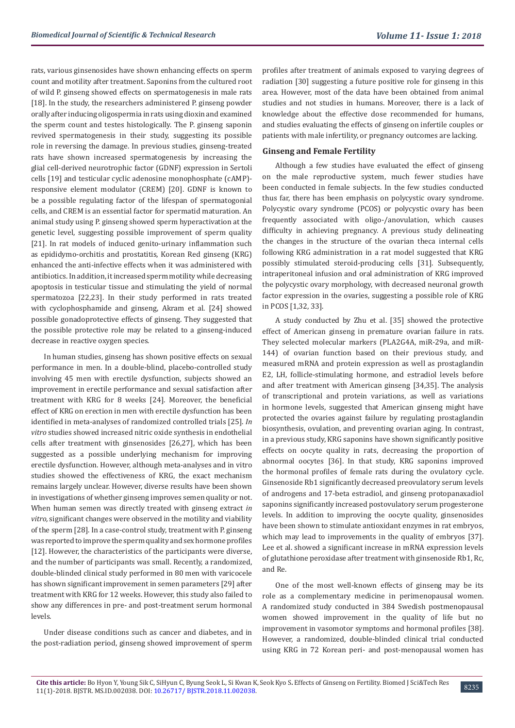rats, various ginsenosides have shown enhancing effects on sperm count and motility after treatment. Saponins from the cultured root of wild P. ginseng showed effects on spermatogenesis in male rats [18]. In the study, the researchers administered P. ginseng powder orally after inducing oligospermia in rats using dioxin and examined the sperm count and testes histologically. The P. ginseng saponin revived spermatogenesis in their study, suggesting its possible role in reversing the damage. In previous studies, ginseng-treated rats have shown increased spermatogenesis by increasing the glial cell-derived neurotrophic factor (GDNF) expression in Sertoli cells [19] and testicular cyclic adenosine monophosphate (cAMP)-responsive element modulator (CREM) [20]. GDNF is known to be a possible regulating factor of the lifespan of spermatogonial cells, and CREM is an essential factor for spermatid maturation. An animal study using P. ginseng showed sperm hyperactivation at the genetic level, suggesting possible improvement of sperm quality [21]. In rat models of induced genito-urinary inflammation such as epididymo-orchitis and prostatitis, Korean Red ginseng (KRG) enhanced the anti-infective effects when it was administered with antibiotics. In addition, it increased sperm motility while decreasing apoptosis in testicular tissue and stimulating the yield of normal spermatozoa [22,23]. In their study performed in rats treated with cyclophosphamide and ginseng, Akram et al. [24] showed possible gonadoprotective effects of ginseng. They suggested that the possible protective role may be related to a ginseng-induced decrease in reactive oxygen species.

In human studies, ginseng has shown positive effects on sexual performance in men. In a double-blind, placebo-controlled study involving 45 men with erectile dysfunction, subjects showed an improvement in erectile performance and sexual satisfaction after treatment with KRG for 8 weeks [24]. Moreover, the beneficial effect of KRG on erection in men with erectile dysfunction has been identified in meta-analyses of randomized controlled trials [25]. *In vitro* studies showed increased nitric oxide synthesis in endothelial cells after treatment with ginsenosides [26,27], which has been suggested as a possible underlying mechanism for improving erectile dysfunction. However, although meta-analyses and in vitro studies showed the effectiveness of KRG, the exact mechanism remains largely unclear. However, diverse results have been shown in investigations of whether ginseng improves semen quality or not. When human semen was directly treated with ginseng extract *in vitro*, significant changes were observed in the motility and viability of the sperm [28]. In a case-control study, treatment with P. ginseng was reported to improve the sperm quality and sex hormone profiles [12]. However, the characteristics of the participants were diverse, and the number of participants was small. Recently, a randomized, double-blinded clinical study performed in 80 men with varicocele has shown significant improvement in semen parameters [29] after treatment with KRG for 12 weeks. However, this study also failed to show any differences in pre- and post-treatment serum hormonal levels.

Under disease conditions such as cancer and diabetes, and in the post-radiation period, ginseng showed improvement of sperm profiles after treatment of animals exposed to varying degrees of radiation [30] suggesting a future positive role for ginseng in this area. However, most of the data have been obtained from animal studies and not studies in humans. Moreover, there is a lack of knowledge about the effective dose recommended for humans, and studies evaluating the effects of ginseng on infertile couples or patients with male infertility, or pregnancy outcomes are lacking.

## Ginseng and Female Fertility

Although a few studies have evaluated the effect of ginseng on the male reproductive system, much fewer studies have been conducted in female subjects. In the few studies conducted thus far, there has been emphasis on polycystic ovary syndrome. Polycystic ovary syndrome (PCOS) or polycystic ovary has been frequently associated with oligo-/anovulation, which causes difficulty in achieving pregnancy. A previous study delineating the changes in the structure of the ovarian theca internal cells following KRG administration in a rat model suggested that KRG possibly stimulated steroid-producing cells [31]. Subsequently, intraperitoneal infusion and oral administration of KRG improved the polycystic ovary morphology, with decreased neuronal growth factor expression in the ovaries, suggesting a possible role of KRG in PCOS [1,32, 33].

A study conducted by Zhu et al. [35] showed the protective effect of American ginseng in premature ovarian failure in rats. They selected molecular markers (PLA2G4A, miR-29a, and miR-144) of ovarian function based on their previous study, and measured mRNA and protein expression as well as prostaglandin E2, LH, follicle-stimulating hormone, and estradiol levels before and after treatment with American ginseng [34,35]. The analysis of transcriptional and protein variations, as well as variations in hormone levels, suggested that American ginseng might have protected the ovaries against failure by regulating prostaglandin biosynthesis, ovulation, and preventing ovarian aging. In contrast, in a previous study, KRG saponins have shown significantly positive effects on oocyte quality in rats, decreasing the proportion of abnormal oocytes [36]. In that study, KRG saponins improved the hormonal profiles of female rats during the ovulatory cycle. Ginsenoside Rb1 significantly decreased preovulatory serum levels of androgens and 17-beta estradiol, and ginseng protopanaxadiol saponins significantly increased postovulatory serum progesterone levels. In addition to improving the oocyte quality, ginsenosides have been shown to stimulate antioxidant enzymes in rat embryos, which may lead to improvements in the quality of embryos [37]. Lee et al. showed a significant increase in mRNA expression levels of glutathione peroxidase after treatment with ginsenoside Rb1, Rc, and Re.

One of the most well-known effects of ginseng may be its role as a complementary medicine in perimenopausal women. A randomized study conducted in 384 Swedish postmenopausal women showed improvement in the quality of life but no improvement in vasomotor symptoms and hormonal profiles [38]. However, a randomized, double-blinded clinical trial conducted using KRG in 72 Korean peri- and post-menopausal women has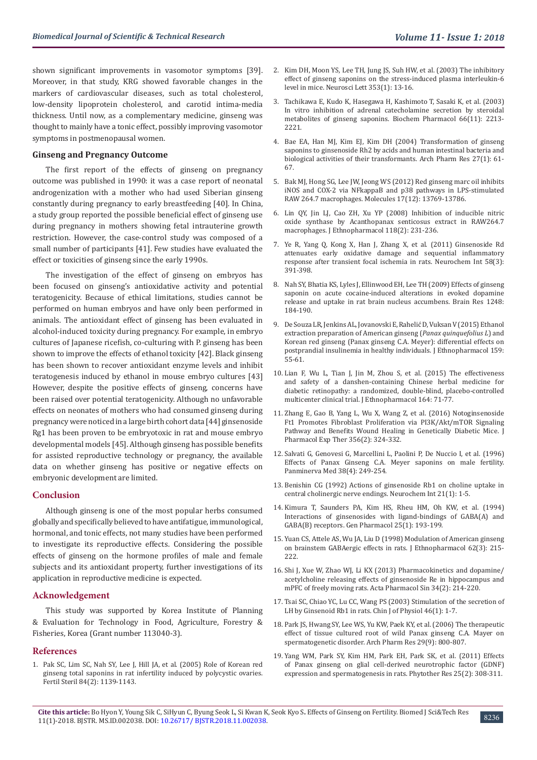shown significant improvements in vasomotor symptoms [39]. Moreover, in that study, KRG showed favorable changes in the markers of cardiovascular diseases, such as total cholesterol, low-density lipoprotein cholesterol, and carotid intima-media thickness. Until now, as a complementary medicine, ginseng was thought to mainly have a tonic effect, possibly improving vasomotor symptoms in postmenopausal women.

### Ginseng and Pregnancy Outcome

The first report of the effects of ginseng on pregnancy outcome was published in 1990: it was a case report of neonatal androgenization with a mother who had used Siberian ginseng constantly during pregnancy to early breastfeeding [40]. In China, a study group reported the possible beneficial effect of ginseng use during pregnancy in mothers showing fetal intrauterine growth restriction. However, the case-control study was composed of a small number of participants [41]. Few studies have evaluated the effect or toxicities of ginseng since the early 1990s.

The investigation of the effect of ginseng on embryos has been focused on ginseng's antioxidative activity and potential teratogenicity. Because of ethical limitations, studies cannot be performed on human embryos and have only been performed in animals. The antioxidant effect of ginseng has been evaluated in alcohol-induced toxicity during pregnancy. For example, in embryo cultures of Japanese ricefish, co-culturing with P. ginseng has been shown to improve the effects of ethanol toxicity [42]. Black ginseng has been shown to recover antioxidant enzyme levels and inhibit teratogenesis induced by ethanol in mouse embryo cultures [43] However, despite the positive effects of ginseng, concerns have been raised over potential teratogenicity. Although no unfavorable effects on neonates of mothers who had consumed ginseng during pregnancy were noticed in a large birth cohort data [44] ginsenoside Rg1 has been proven to be embryotoxic in rat and mouse embryo developmental models [45]. Although ginseng has possible benefits for assisted reproductive technology or pregnancy, the available data on whether ginseng has positive or negative effects on embryonic development are limited.

## Conclusion

Although ginseng is one of the most popular herbs consumed globally and specifically believed to have antifatigue, immunological, hormonal, and tonic effects, not many studies have been performed to investigate its reproductive effects. Considering the possible effects of ginseng on the hormone profiles of male and female subjects and its antioxidant property, further investigations of its application in reproductive medicine is expected.

## Acknowledgement

This study was supported by Korea Institute of Planning & Evaluation for Technology in Food, Agriculture, Forestry & Fisheries, Korea (Grant number 113040-3).

## References

1. Pak SC, Lim SC, Nah SY, Lee J, Hill JA, et al. (2005) Role of Korean red ginseng total saponins in rat infertility induced by polycystic ovaries. Fertil Steril 84(2): 1139-1143.
2. Kim DH, Moon YS, Lee TH, Jung JS, Suh HW, et al. (2003) The inhibitory effect of ginseng saponins on the stress-induced plasma interleukin-6 level in mice. Neurosci Lett 353(1): 13-16.
3. Tachikawa E, Kudo K, Hasegawa H, Kashimoto T, Sasaki K, et al. (2003) In vitro inhibition of adrenal catecholamine secretion by steroidal metabolites of ginseng saponins. Biochem Pharmacol 66(11): 2213-2221.
4. Bae EA, Han MJ, Kim EJ, Kim DH (2004) Transformation of ginseng saponins to ginsenoside Rh2 by acids and human intestinal bacteria and biological activities of their transformants. Arch Pharm Res 27(1): 61-67.
5. Bak MJ, Hong SG, Lee JW, Jeong WS (2012) Red ginseng marc oil inhibits iNOS and COX-2 via NFkappaB and p38 pathways in LPS-stimulated RAW 264.7 macrophages. Molecules 17(12): 13769-13786.
6. Lin QY, Jin LJ, Cao ZH, Xu YP (2008) Inhibition of inducible nitric oxide synthase by Acanthopanax senticosus extract in RAW264.7 macrophages. J Ethnopharmacol 118(2): 231-236.
7. Ye R, Yang Q, Kong X, Han J, Zhang X, et al. (2011) Ginsenoside Rd attenuates early oxidative damage and sequential inflammatory response after transient focal ischemia in rats. Neurochem Int 58(3): 391-398.
8. Nah SY, Bhatia KS, Lyles J, Ellinwood EH, Lee TH (2009) Effects of ginseng saponin on acute cocaine-induced alterations in evoked dopamine release and uptake in rat brain nucleus accumbens. Brain Res 1248: 184-190.
9. De Souza LR, Jenkins AL, Jovanovski E, Rahelić D, Vuksan V (2015) Ethanol extraction preparation of American ginseng (*Panax quinquefolius L*) and Korean red ginseng (Panax ginseng C.A. Meyer): differential effects on postprandial insulinemia in healthy individuals. J Ethnopharmacol 159: 55-61.
10. Lian F, Wu L, Tian J, Jin M, Zhou S, et al. (2015) The effectiveness and safety of a danshen-containing Chinese herbal medicine for diabetic retinopathy: a randomized, double-blind, placebo-controlled multicenter clinical trial. J Ethnopharmacol 164: 71-77.
11. Zhang E, Gao B, Yang L, Wu X, Wang Z, et al. (2016) Notoginsenoside Ft1 Promotes Fibroblast Proliferation via PI3K/Akt/mTOR Signaling Pathway and Benefits Wound Healing in Genetically Diabetic Mice. J Pharmacol Exp Ther 356(2): 324-332.
12. Salvati G, Genovesi G, Marcellini L, Paolini P, De Nuccio I, et al. (1996) Effects of Panax Ginseng C.A. Meyer saponins on male fertility. Panminerva Med 38(4): 249-254.
13. Benishin CG (1992) Actions of ginsenoside Rb1 on choline uptake in central cholinergic nerve endings. Neurochem Int 21(1): 1-5.
14. Kimura T, Saunders PA, Kim HS, Rheu HM, Oh KW, et al. (1994) Interactions of ginsenosides with ligand-bindings of GABA(A) and GABA(B) receptors. Gen Pharmacol 25(1): 193-199.
15. Yuan CS, Attele AS, Wu JA, Liu D (1998) Modulation of American ginseng on brainstem GABAergic effects in rats. J Ethnopharmacol 62(3): 215-222.
16. Shi J, Xue W, Zhao WJ, Li KX (2013) Pharmacokinetics and dopamine/acetylcholine releasing effects of ginsenoside Re in hippocampus and mPFC of freely moving rats. Acta Pharmacol Sin 34(2): 214-220.
17. Tsai SC, Chiao YC, Lu CC, Wang PS (2003) Stimulation of the secretion of LH by Ginsenoid Rb1 in rats. Chin J of Physiol 46(1): 1-7.
18. Park JS, Hwang SY, Lee WS, Yu KW, Paek KY, et al. (2006) The therapeutic effect of tissue cultured root of wild Panax ginseng C.A. Mayer on spermatogenetic disorder. Arch Pharm Res 29(9): 800-807.
19. Yang WM, Park SY, Kim HM, Park EH, Park SK, et al. (2011) Effects of Panax ginseng on glial cell-derived neurotrophic factor (GDNF) expression and spermatogenesis in rats. Phytother Res 25(2): 308-311.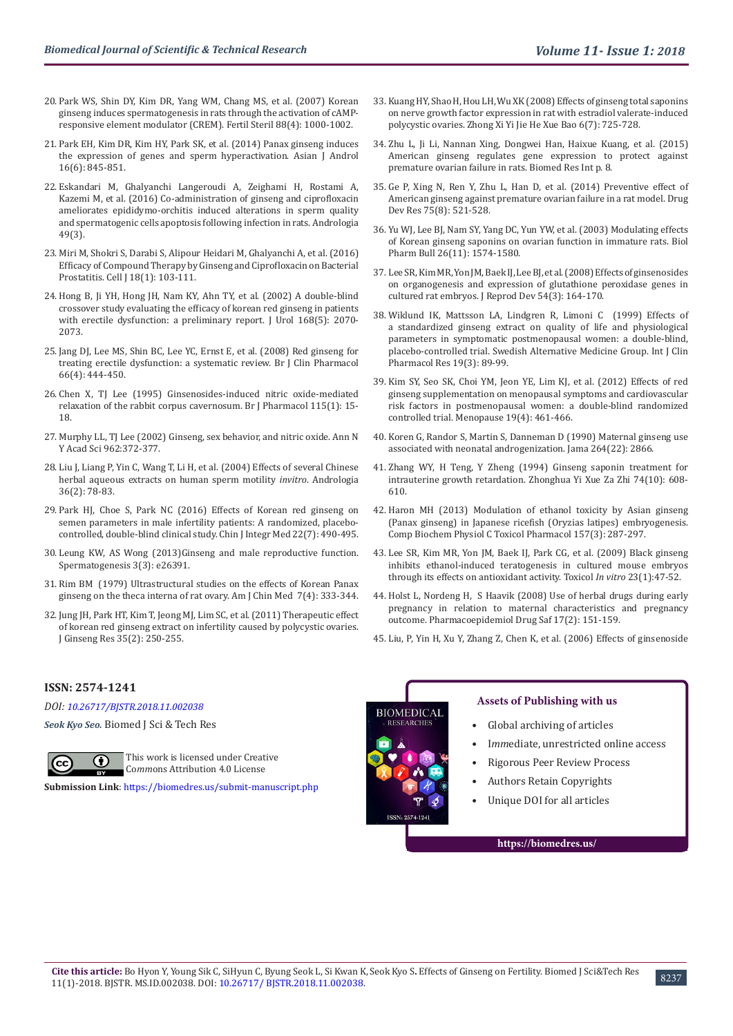20. Park WS, Shin DY, Kim DR, Yang WM, Chang MS, et al. (2007) Korean ginseng induces spermatogenesis in rats through the activation of cAMP-responsive element modulator (CREM). Fertil Steril 88(4): 1000-1002.

21. Park EH, Kim DR, Kim HY, Park SK, et al. (2014) Panax ginseng induces the expression of genes and sperm hyperactivation. Asian J Androl 16(6): 845-851.

22. Eskandari M, Ghalyanchi Langeroudi A, Zeighami H, Rostami A, Kazemi M, et al. (2016) Co-administration of ginseng and ciprofloxacin ameliorates epididymo-orchitis induced alterations in sperm quality and spermatogenic cells apoptosis following infection in rats. Andrologia 49(3).

23. Miri M, Shokri S, Darabi S, Alipour Heidari M, Ghalyanchi A, et al. (2016) Efficacy of Compound Therapy by Ginseng and Ciprofloxacin on Bacterial Prostatitis. Cell J 18(1): 103-111.

24. Hong B, Ji YH, Hong JH, Nam KY, Ahn TY, et al. (2002) A double-blind crossover study evaluating the efficacy of korean red ginseng in patients with erectile dysfunction: a preliminary report. J Urol 168(5): 2070-2073.

25. Jang DJ, Lee MS, Shin BC, Lee YC, Ernst E, et al. (2008) Red ginseng for treating erectile dysfunction: a systematic review. Br J Clin Pharmacol 66(4): 444-450.

26. Chen X, TJ Lee (1995) Ginsenosides-induced nitric oxide-mediated relaxation of the rabbit corpus cavernosum. Br J Pharmacol 115(1): 15-18.

27. Murphy LL, TJ Lee (2002) Ginseng, sex behavior, and nitric oxide. Ann N Y Acad Sci 962:372-377.

28. Liu J, Liang P, Yin C, Wang T, Li H, et al. (2004) Effects of several Chinese herbal aqueous extracts on human sperm motility *invitro*. Andrologia 36(2): 78-83.

29. Park HJ, Choe S, Park NC (2016) Effects of Korean red ginseng on semen parameters in male infertility patients: A randomized, placebo-controlled, double-blind clinical study. Chin J Integr Med 22(7): 490-495.

30. Leung KW, AS Wong (2013)Ginseng and male reproductive function. Spermatogenesis 3(3): e26391.

31. Rim BM (1979) Ultrastructural studies on the effects of Korean Panax ginseng on the theca interna of rat ovary. Am J Chin Med 7(4): 333-344.

32. Jung JH, Park HT, Kim T, Jeong MJ, Lim SC, et al. (2011) Therapeutic effect of korean red ginseng extract on infertility caused by polycystic ovaries. J Ginseng Res 35(2): 250-255.

33. Kuang HY, Shao H, Hou LH, Wu XK (2008) Effects of ginseng total saponins on nerve growth factor expression in rat with estradiol valerate-induced polycystic ovaries. Zhong Xi Yi Jie He Xue Bao 6(7): 725-728.

34. Zhu L, Ji Li, Nannan Xing, Dongwei Han, Haixue Kuang, et al. (2015) American ginseng regulates gene expression to protect against premature ovarian failure in rats. Biomed Res Int p. 8.

35. Ge P, Xing N, Ren Y, Zhu L, Han D, et al. (2014) Preventive effect of American ginseng against premature ovarian failure in a rat model. Drug Dev Res 75(8): 521-528.

36. Yu WJ, Lee BJ, Nam SY, Yang DC, Yun YW, et al. (2003) Modulating effects of Korean ginseng saponins on ovarian function in immature rats. Biol Pharm Bull 26(11): 1574-1580.

37. Lee SR, Kim MR, Yon JM, Baek IJ, Lee BJ, et al. (2008) Effects of ginsenosides on organogenesis and expression of glutathione peroxidase genes in cultured rat embryos. J Reprod Dev 54(3): 164-170.

38. Wiklund IK, Mattsson LA, Lindgren R, Limoni C (1999) Effects of a standardized ginseng extract on quality of life and physiological parameters in symptomatic postmenopausal women: a double-blind, placebo-controlled trial. Swedish Alternative Medicine Group. Int J Clin Pharmacol Res 19(3): 89-99.

39. Kim SY, Seo SK, Choi YM, Jeon YE, Lim KJ, et al. (2012) Effects of red ginseng supplementation on menopausal symptoms and cardiovascular risk factors in postmenopausal women: a double-blind randomized controlled trial. Menopause 19(4): 461-466.

40. Koren G, Randor S, Martin S, Danneman D (1990) Maternal ginseng use associated with neonatal androgenization. Jama 264(22): 2866.

41. Zhang WY, H Teng, Y Zheng (1994) Ginseng saponin treatment for intrauterine growth retardation. Zhonghua Yi Xue Za Zhi 74(10): 608-610.

42. Haron MH (2013) Modulation of ethanol toxicity by Asian ginseng (Panax ginseng) in Japanese ricefish (Oryzias latipes) embryogenesis. Comp Biochem Physiol C Toxicol Pharmacol 157(3): 287-297.

43. Lee SR, Kim MR, Yon JM, Baek IJ, Park CG, et al. (2009) Black ginseng inhibits ethanol-induced teratogenesis in cultured mouse embryos through its effects on antioxidant activity. Toxicol *In vitro* 23(1):47-52.

44. Holst L, Nordeng H, S Haavik (2008) Use of herbal drugs during early pregnancy in relation to maternal characteristics and pregnancy outcome. Pharmacoepidemiol Drug Saf 17(2): 151-159.

45. Liu, P, Yin H, Xu Y, Zhang Z, Chen K, et al. (2006) Effects of ginsenoside

**ISSN: 2574-1241**

*DOI: 10.26717/BJSTR.2018.11.002038*

*Seok Kyo Seo.* Biomed J Sci & Tech Res

This work is licensed under Creative Commons Attribution 4.0 License

**Submission Link**: https://biomedres.us/submit-manuscript.php

**Assets of Publishing with us**

- Global archiving of articles
- Immediate, unrestricted online access
- Rigorous Peer Review Process
- Authors Retain Copyrights
- Unique DOI for all articles

https://biomedres.us/

**Cite this article:** Bo Hyon Y, Young Sik C, SiHyun C, Byung Seok L, Si Kwan K, Seok Kyo S. Effects of Ginseng on Fertility. Biomed J Sci&Tech Res 11(1)-2018. BJSTR. MS.ID.002038. DOI: 10.26717/ BJSTR.2018.11.002038.